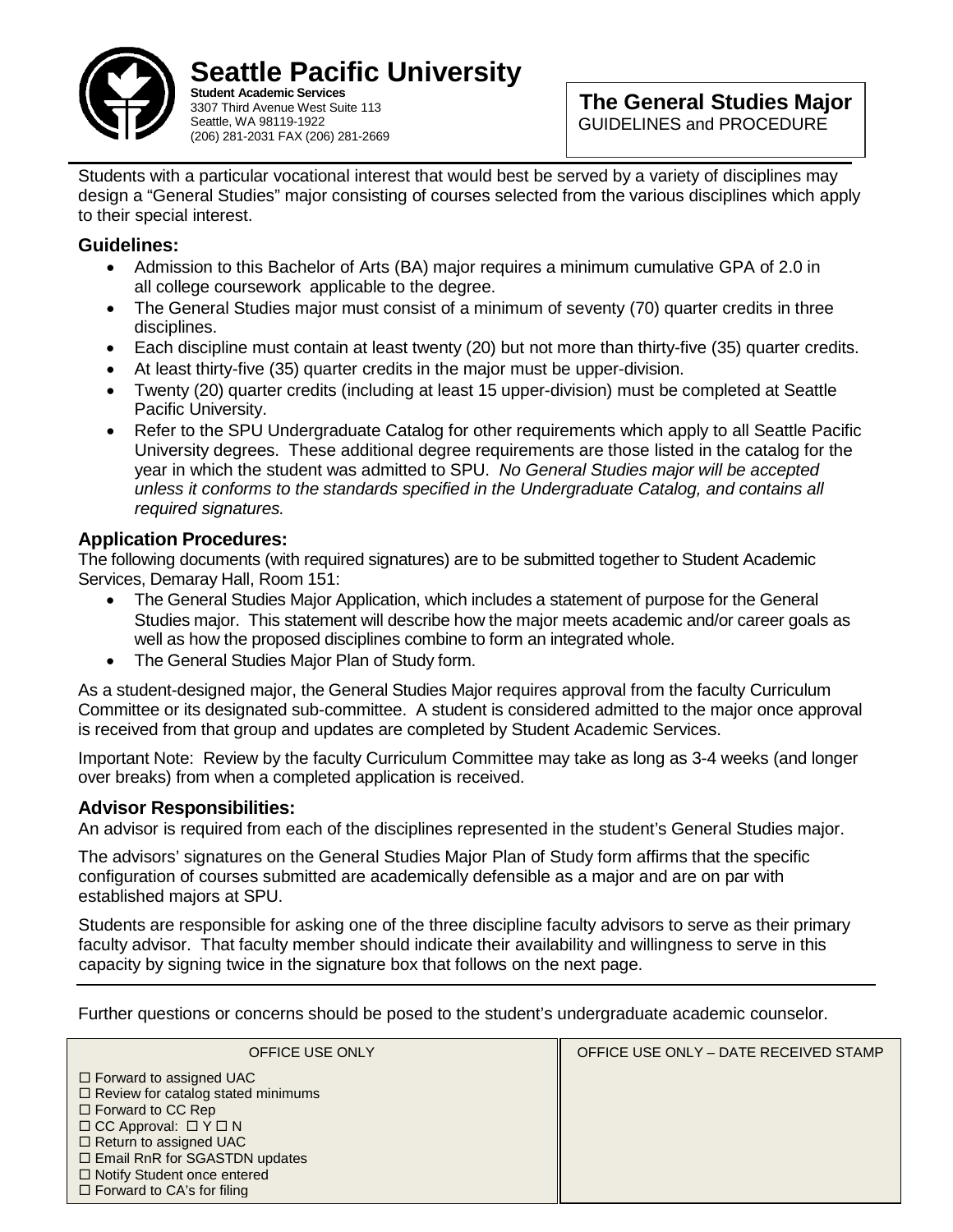# Seattle Pacific University

**Student Academic Services**
3307 Third Avenue West Suite 113
Seattle, WA 98119-1922
(206) 281-2031 FAX (206) 281-2669

## The General Studies Major
GUIDELINES and PROCEDURE

Students with a particular vocational interest that would best be served by a variety of disciplines may design a "General Studies" major consisting of courses selected from the various disciplines which apply to their special interest.

### Guidelines:

- Admission to this Bachelor of Arts (BA) major requires a minimum cumulative GPA of 2.0 in all college coursework applicable to the degree.
- The General Studies major must consist of a minimum of seventy (70) quarter credits in three disciplines.
- Each discipline must contain at least twenty (20) but not more than thirty-five (35) quarter credits.
- At least thirty-five (35) quarter credits in the major must be upper-division.
- Twenty (20) quarter credits (including at least 15 upper-division) must be completed at Seattle Pacific University.
- Refer to the SPU Undergraduate Catalog for other requirements which apply to all Seattle Pacific University degrees. These additional degree requirements are those listed in the catalog for the year in which the student was admitted to SPU. *No General Studies major will be accepted unless it conforms to the standards specified in the Undergraduate Catalog, and contains all required signatures.*

### Application Procedures:

The following documents (with required signatures) are to be submitted together to Student Academic Services, Demaray Hall, Room 151:

- The General Studies Major Application, which includes a statement of purpose for the General Studies major. This statement will describe how the major meets academic and/or career goals as well as how the proposed disciplines combine to form an integrated whole.
- The General Studies Major Plan of Study form.

As a student-designed major, the General Studies Major requires approval from the faculty Curriculum Committee or its designated sub-committee. A student is considered admitted to the major once approval is received from that group and updates are completed by Student Academic Services.

Important Note: Review by the faculty Curriculum Committee may take as long as 3-4 weeks (and longer over breaks) from when a completed application is received.

### Advisor Responsibilities:

An advisor is required from each of the disciplines represented in the student's General Studies major.

The advisors' signatures on the General Studies Major Plan of Study form affirms that the specific configuration of courses submitted are academically defensible as a major and are on par with established majors at SPU.

Students are responsible for asking one of the three discipline faculty advisors to serve as their primary faculty advisor. That faculty member should indicate their availability and willingness to serve in this capacity by signing twice in the signature box that follows on the next page.

---

Further questions or concerns should be posed to the student's undergraduate academic counselor.

| OFFICE USE ONLY | OFFICE USE ONLY – DATE RECEIVED STAMP |
|---|---|
| ☐ Forward to assigned UAC<br>☐ Review for catalog stated minimums<br>☐ Forward to CC Rep<br>☐ CC Approval: ☐ Y ☐ N<br>☐ Return to assigned UAC<br>☐ Email RnR for SGASTDN updates<br>☐ Notify Student once entered<br>☐ Forward to CA's for filing | |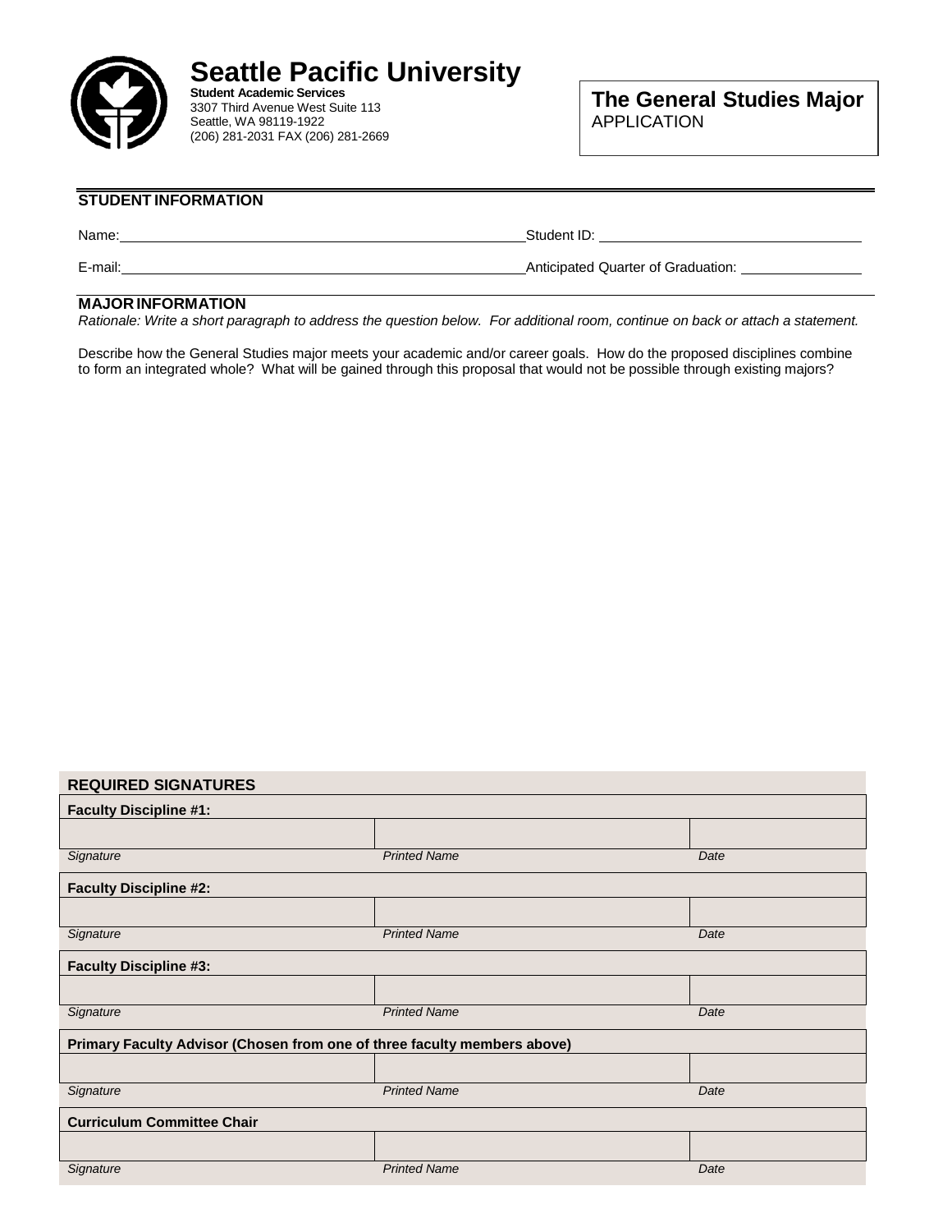# Seattle Pacific University

**Student Academic Services**
3307 Third Avenue West Suite 113
Seattle, WA 98119-1922
(206) 281-2031 FAX (206) 281-2669

**The General Studies Major**
APPLICATION

## STUDENT INFORMATION

Name: \_\_\_\_\_\_\_\_\_\_\_\_\_\_\_\_\_\_\_\_\_\_\_\_\_\_\_\_\_\_\_\_\_\_\_\_\_\_\_\_ Student ID: \_\_\_\_\_\_\_\_\_\_\_\_\_\_\_\_\_\_\_\_\_\_\_\_\_\_\_

E-mail: \_\_\_\_\_\_\_\_\_\_\_\_\_\_\_\_\_\_\_\_\_\_\_\_\_\_\_\_\_\_\_\_\_\_\_\_\_\_\_\_ Anticipated Quarter of Graduation: \_\_\_\_\_\_\_\_\_\_\_\_\_

## MAJOR INFORMATION

*Rationale: Write a short paragraph to address the question below. For additional room, continue on back or attach a statement.*

Describe how the General Studies major meets your academic and/or career goals. How do the proposed disciplines combine to form an integrated whole? What will be gained through this proposal that would not be possible through existing majors?

## REQUIRED SIGNATURES

| **Faculty Discipline #1:** | | |
|---|---|---|
| | | |
| *Signature* | *Printed Name* | *Date* |
| **Faculty Discipline #2:** | | |
| | | |
| *Signature* | *Printed Name* | *Date* |
| **Faculty Discipline #3:** | | |
| | | |
| *Signature* | *Printed Name* | *Date* |
| **Primary Faculty Advisor (Chosen from one of three faculty members above)** | | |
| | | |
| *Signature* | *Printed Name* | *Date* |
| **Curriculum Committee Chair** | | |
| | | |
| *Signature* | *Printed Name* | *Date* |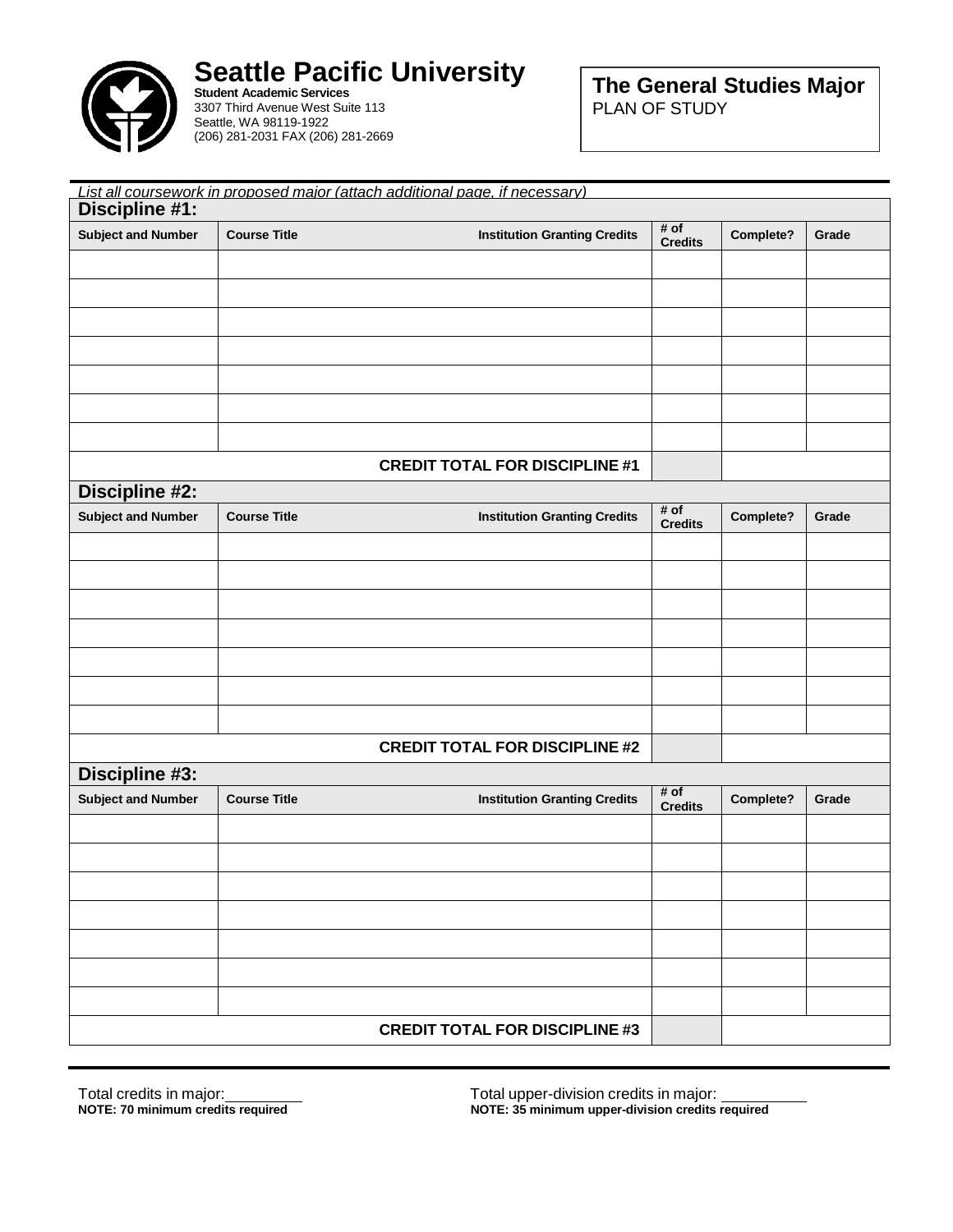# Seattle Pacific University

**Student Academic Services**
3307 Third Avenue West Suite 113
Seattle, WA 98119-1922
(206) 281-2031 FAX (206) 281-2669

**The General Studies Major**
PLAN OF STUDY

*List all coursework in proposed major (attach additional page, if necessary)*

## Discipline #1:

| Subject and Number | Course Title | Institution Granting Credits | # of Credits | Complete? | Grade |
|---|---|---|---|---|---|
| | | | | | |
| | | | | | |
| | | | | | |
| | | | | | |
| | | | | | |
| | | | | | |
| | | | | | |
| | | **CREDIT TOTAL FOR DISCIPLINE #1** | | | |

## Discipline #2:

| Subject and Number | Course Title | Institution Granting Credits | # of Credits | Complete? | Grade |
|---|---|---|---|---|---|
| | | | | | |
| | | | | | |
| | | | | | |
| | | | | | |
| | | | | | |
| | | | | | |
| | | | | | |
| | | **CREDIT TOTAL FOR DISCIPLINE #2** | | | |

## Discipline #3:

| Subject and Number | Course Title | Institution Granting Credits | # of Credits | Complete? | Grade |
|---|---|---|---|---|---|
| | | | | | |
| | | | | | |
| | | | | | |
| | | | | | |
| | | | | | |
| | | | | | |
| | | | | | |
| | | **CREDIT TOTAL FOR DISCIPLINE #3** | | | |

Total credits in major: ________
**NOTE: 70 minimum credits required**

Total upper-division credits in major: ________
**NOTE: 35 minimum upper-division credits required**